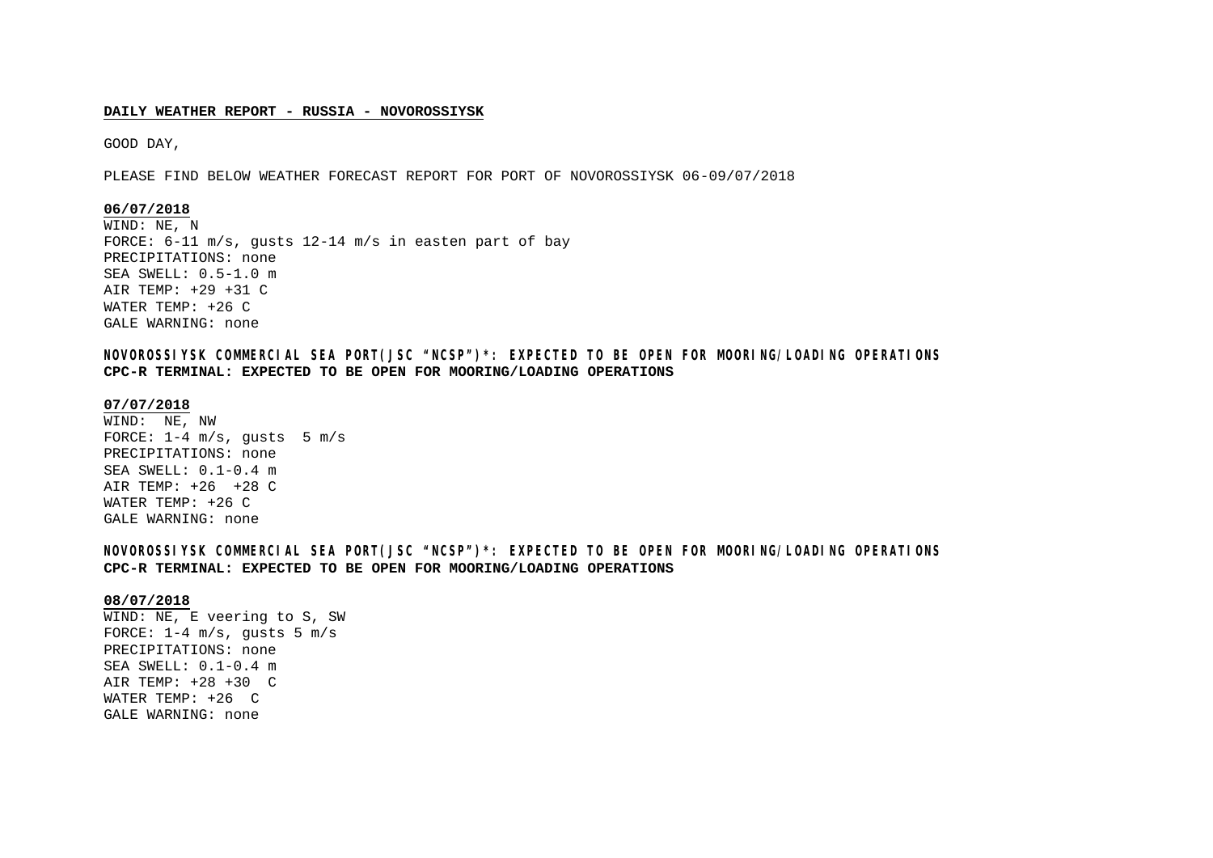**DAILY WEATHER REPORT - RUSSIA - NOVOROSSIYSK**

GOOD DAY,

PLEASE FIND BELOW WEATHER FORECAST REPORT FOR PORT OF NOVOROSSIYSK 06-09/07/2018

**06/07/2018**

WIND: NE, N
FORCE: 6-11 m/s, gusts 12-14 m/s in easten part of bay
PRECIPITATIONS: none
SEA SWELL: 0.5-1.0 m
AIR TEMP: +29 +31 C
WATER TEMP: +26 C
GALE WARNING: none

**NOVOROSSIYSK COMMERCIAL SEA PORT(JSC "NCSP")*: EXPECTED TO BE OPEN FOR MOORING/LOADING OPERATIONS**
**CPC-R TERMINAL: EXPECTED TO BE OPEN FOR MOORING/LOADING OPERATIONS**

**07/07/2018**

WIND: NE, NW
FORCE: 1-4 m/s, gusts 5 m/s
PRECIPITATIONS: none
SEA SWELL: 0.1-0.4 m
AIR TEMP: +26 +28 C
WATER TEMP: +26 C
GALE WARNING: none

**NOVOROSSIYSK COMMERCIAL SEA PORT(JSC "NCSP")*: EXPECTED TO BE OPEN FOR MOORING/LOADING OPERATIONS**
**CPC-R TERMINAL: EXPECTED TO BE OPEN FOR MOORING/LOADING OPERATIONS**

**08/07/2018**

WIND: NE, E veering to S, SW
FORCE: 1-4 m/s, gusts 5 m/s
PRECIPITATIONS: none
SEA SWELL: 0.1-0.4 m
AIR TEMP: +28 +30 C
WATER TEMP: +26 C
GALE WARNING: none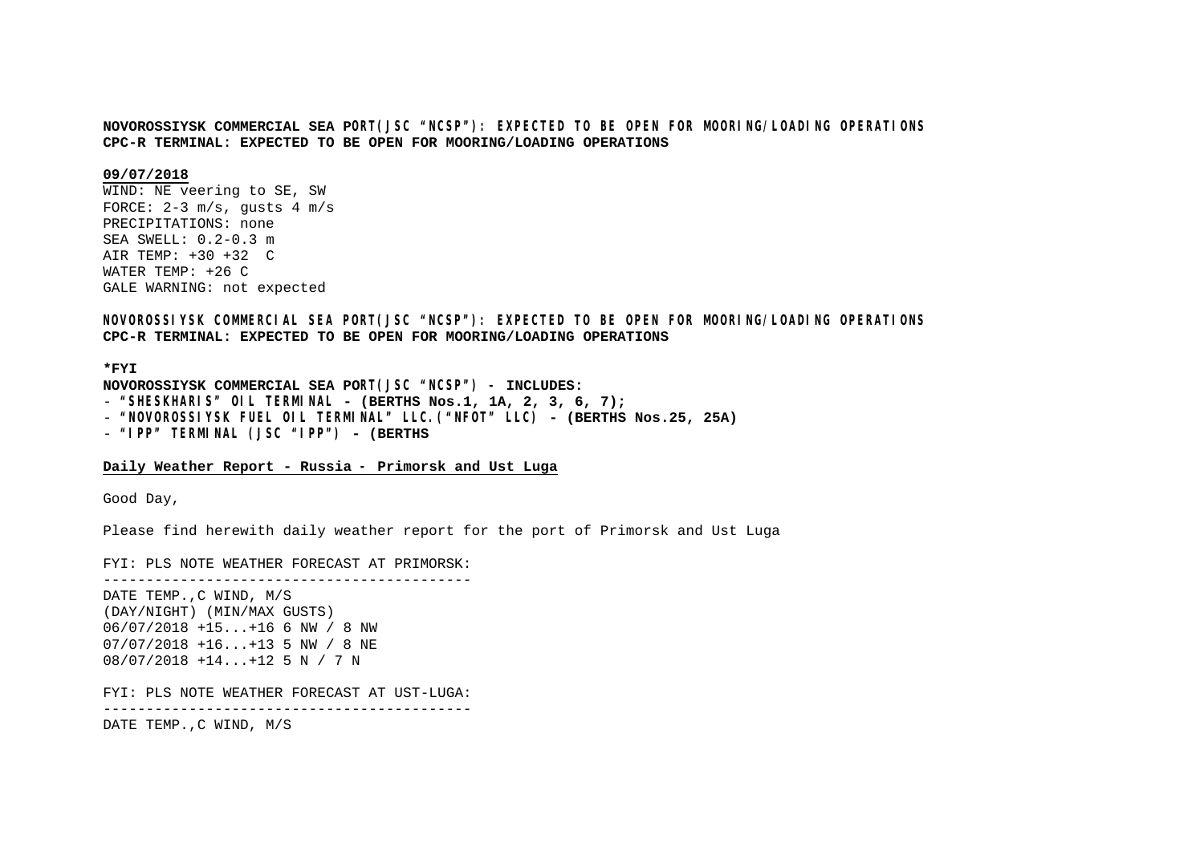**NOVOROSSIYSK COMMERCIAL SEA PORT(JSC "NCSP"): EXPECTED TO BE OPEN FOR MOORING/LOADING OPERATIONS**
**CPC-R TERMINAL: EXPECTED TO BE OPEN FOR MOORING/LOADING OPERATIONS**

**09/07/2018**

WIND: NE veering to SE, SW
FORCE: 2-3 m/s, gusts 4 m/s
PRECIPITATIONS: none
SEA SWELL: 0.2-0.3 m
AIR TEMP: +30 +32 C
WATER TEMP: +26 C
GALE WARNING: not expected

**NOVOROSSIYSK COMMERCIAL SEA PORT(JSC "NCSP"): EXPECTED TO BE OPEN FOR MOORING/LOADING OPERATIONS**
**CPC-R TERMINAL: EXPECTED TO BE OPEN FOR MOORING/LOADING OPERATIONS**

**\*FYI**
**NOVOROSSIYSK COMMERCIAL SEA PORT(JSC "NCSP") - INCLUDES:**
- **"SHESKHARIS" OIL TERMINAL - (BERTHS Nos.1, 1A, 2, 3, 6, 7);**
- **"NOVOROSSIYSK FUEL OIL TERMINAL" LLC.("NFOT" LLC) - (BERTHS Nos.25, 25A)**
- **"IPP" TERMINAL (JSC "IPP") - (BERTHS**

**Daily Weather Report - Russia - Primorsk and Ust Luga**

Good Day,

Please find herewith daily weather report for the port of Primorsk and Ust Luga

FYI: PLS NOTE WEATHER FORECAST AT PRIMORSK:

--------------------------------------------

DATE TEMP.,C WIND, M/S
(DAY/NIGHT) (MIN/MAX GUSTS)
06/07/2018 +15...+16 6 NW / 8 NW
07/07/2018 +16...+13 5 NW / 8 NE
08/07/2018 +14...+12 5 N / 7 N

FYI: PLS NOTE WEATHER FORECAST AT UST-LUGA:

--------------------------------------------

DATE TEMP.,C WIND, M/S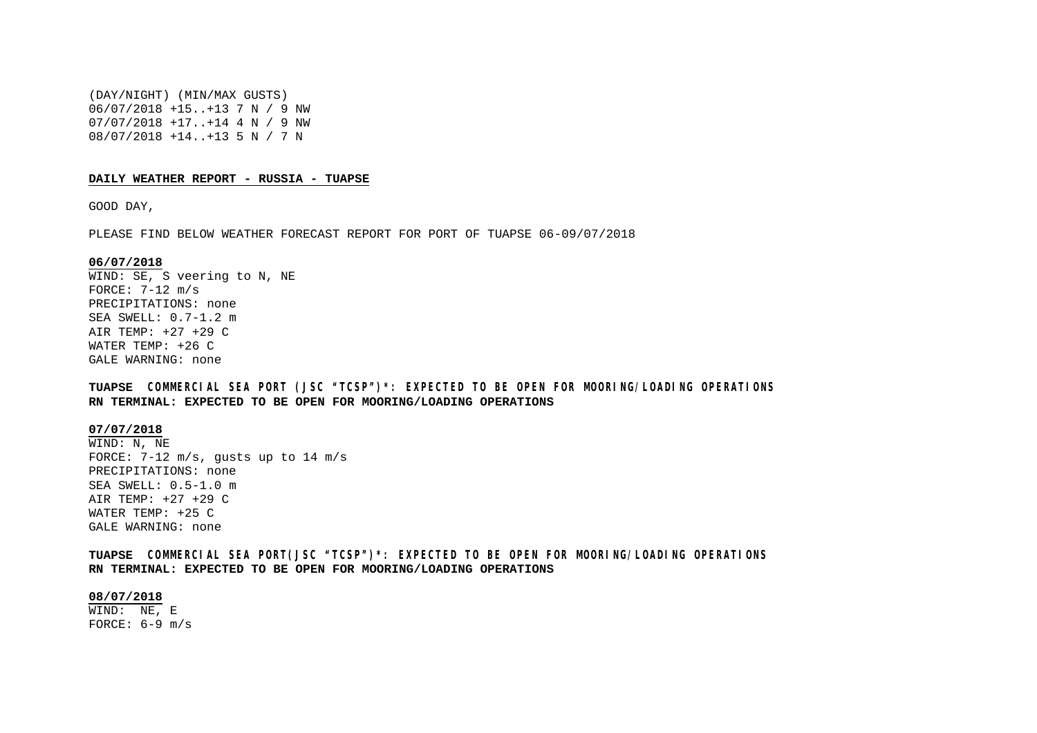(DAY/NIGHT) (MIN/MAX GUSTS)
06/07/2018 +15..+13 7 N / 9 NW
07/07/2018 +17..+14 4 N / 9 NW
08/07/2018 +14..+13 5 N / 7 N

**DAILY WEATHER REPORT - RUSSIA - TUAPSE**

GOOD DAY,

PLEASE FIND BELOW WEATHER FORECAST REPORT FOR PORT OF TUAPSE 06-09/07/2018

**06/07/2018**
WIND: SE, S veering to N, NE
FORCE: 7-12 m/s
PRECIPITATIONS: none
SEA SWELL: 0.7-1.2 m
AIR TEMP: +27 +29 C
WATER TEMP: +26 C
GALE WARNING: none

**TUAPSE COMMERCIAL SEA PORT (JSC "TCSP")*: EXPECTED TO BE OPEN FOR MOORING/LOADING OPERATIONS**
**RN TERMINAL: EXPECTED TO BE OPEN FOR MOORING/LOADING OPERATIONS**

**07/07/2018**
WIND: N, NE
FORCE: 7-12 m/s, gusts up to 14 m/s
PRECIPITATIONS: none
SEA SWELL: 0.5-1.0 m
AIR TEMP: +27 +29 C
WATER TEMP: +25 C
GALE WARNING: none

**TUAPSE COMMERCIAL SEA PORT(JSC "TCSP")*: EXPECTED TO BE OPEN FOR MOORING/LOADING OPERATIONS**
**RN TERMINAL: EXPECTED TO BE OPEN FOR MOORING/LOADING OPERATIONS**

**08/07/2018**
WIND: NE, E
FORCE: 6-9 m/s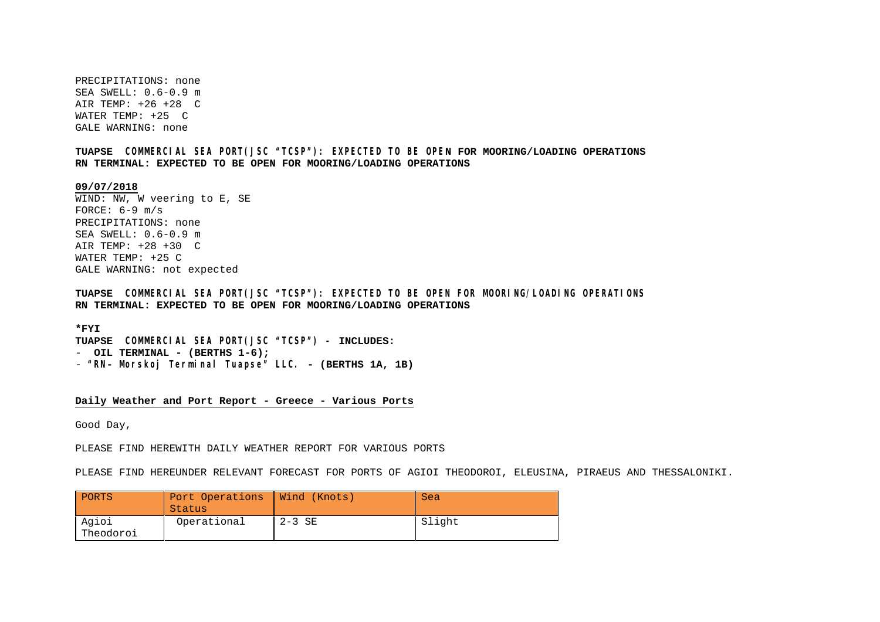PRECIPITATIONS: none
SEA SWELL: 0.6-0.9 m
AIR TEMP: +26 +28  C
WATER TEMP: +25  C
GALE WARNING: none

**TUAPSE COMMERCIAL SEA PORT(JSC "TCSP"): EXPECTED TO BE OPEN FOR MOORING/LOADING OPERATIONS**
**RN TERMINAL: EXPECTED TO BE OPEN FOR MOORING/LOADING OPERATIONS**

**09/07/2018**
WIND: NW, W veering to E, SE
FORCE: 6-9 m/s
PRECIPITATIONS: none
SEA SWELL: 0.6-0.9 m
AIR TEMP: +28 +30  C
WATER TEMP: +25 C
GALE WARNING: not expected

**TUAPSE COMMERCIAL SEA PORT(JSC "TCSP"): EXPECTED TO BE OPEN FOR MOORING/LOADING OPERATIONS**
**RN TERMINAL: EXPECTED TO BE OPEN FOR MOORING/LOADING OPERATIONS**

**\*FYI**
**TUAPSE COMMERCIAL SEA PORT(JSC "TCSP") - INCLUDES:**
- **OIL TERMINAL - (BERTHS 1-6);**
- **"RN- Morskoj Terminal Tuapse" LLC. - (BERTHS 1A, 1B)**

**Daily Weather and Port Report - Greece - Various Ports**

Good Day,

PLEASE FIND HEREWITH DAILY WEATHER REPORT FOR VARIOUS PORTS

PLEASE FIND HEREUNDER RELEVANT FORECAST FOR PORTS OF AGIOI THEODOROI, ELEUSINA, PIRAEUS AND THESSALONIKI.

| PORTS | Port Operations Status | Wind (Knots) | Sea |
|---|---|---|---|
| Agioi Theodoroi | Operational | 2-3 SE | Slight |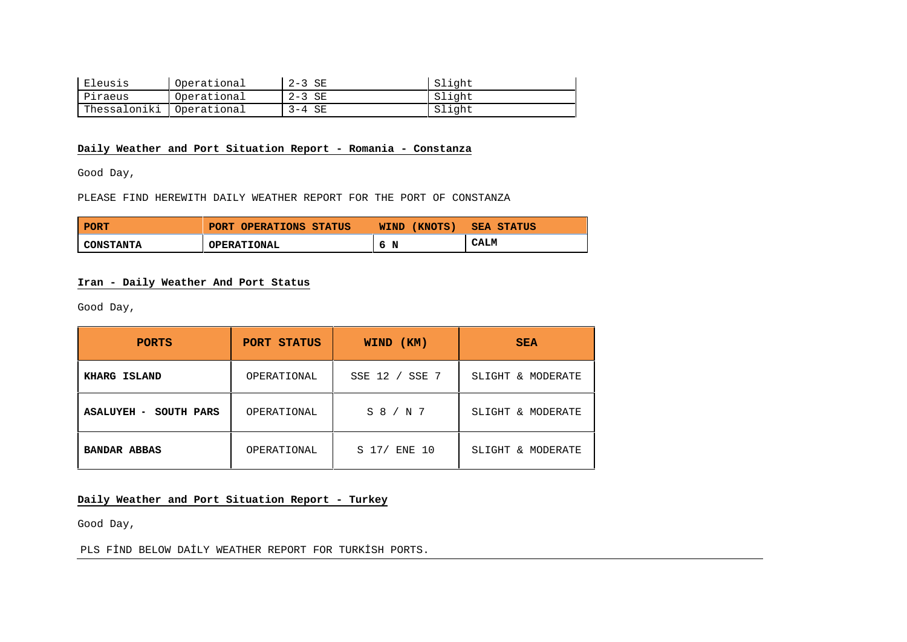| Eleusis | Operational | 2-3 SE | Slight |
|---|---|---|---|
| Piraeus | Operational | 2-3 SE | Slight |
| Thessaloniki | Operational | 3-4 SE | Slight |

**Daily Weather and Port Situation Report - Romania - Constanza**

Good Day,

PLEASE FIND HEREWITH DAILY WEATHER REPORT FOR THE PORT OF CONSTANZA

| PORT | PORT OPERATIONS STATUS | WIND (KNOTS) | SEA STATUS |
|---|---|---|---|
| CONSTANTA | OPERATIONAL | 6 N | CALM |

**Iran - Daily Weather And Port Status**

Good Day,

| PORTS | PORT STATUS | WIND (KM) | SEA |
|---|---|---|---|
| **KHARG ISLAND** | OPERATIONAL | SSE 12 / SSE 7 | SLIGHT & MODERATE |
| **ASALUYEH - SOUTH PARS** | OPERATIONAL | S 8 / N 7 | SLIGHT & MODERATE |
| **BANDAR ABBAS** | OPERATIONAL | S 17/ ENE 10 | SLIGHT & MODERATE |

**Daily Weather and Port Situation Report - Turkey**

Good Day,

PLS FİND BELOW DAİLY WEATHER REPORT FOR TURKİSH PORTS.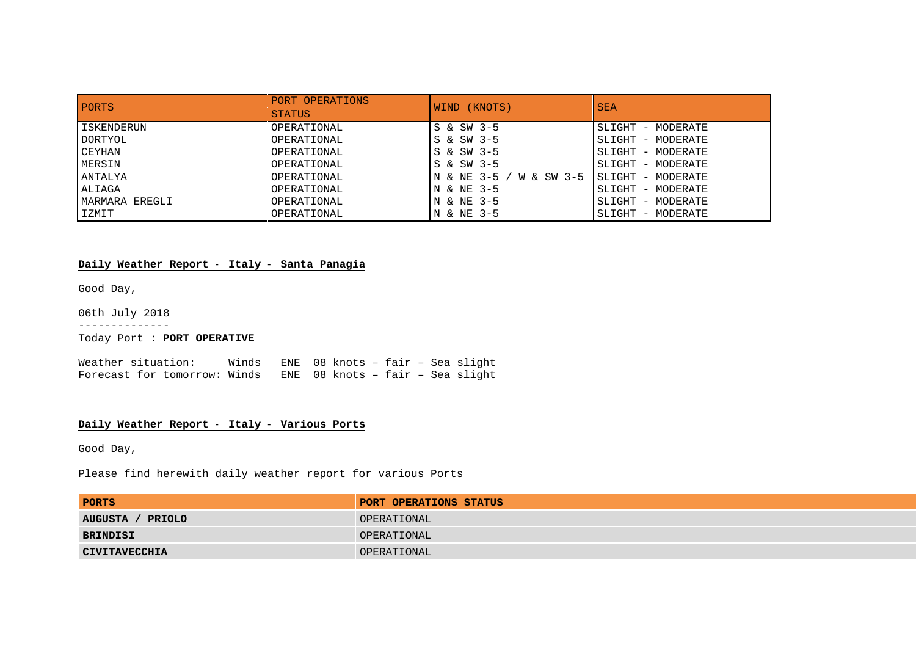| PORTS | PORT OPERATIONS STATUS | WIND (KNOTS) | SEA |
|---|---|---|---|
| ISKENDERUN | OPERATIONAL | S & SW 3-5 | SLIGHT - MODERATE |
| DORTYOL | OPERATIONAL | S & SW 3-5 | SLIGHT - MODERATE |
| CEYHAN | OPERATIONAL | S & SW 3-5 | SLIGHT - MODERATE |
| MERSIN | OPERATIONAL | S & SW 3-5 | SLIGHT - MODERATE |
| ANTALYA | OPERATIONAL | N & NE 3-5 / W & SW 3-5 | SLIGHT - MODERATE |
| ALIAGA | OPERATIONAL | N & NE 3-5 | SLIGHT - MODERATE |
| MARMARA EREGLI | OPERATIONAL | N & NE 3-5 | SLIGHT - MODERATE |
| IZMIT | OPERATIONAL | N & NE 3-5 | SLIGHT - MODERATE |

**Daily Weather Report - Italy - Santa Panagia**

Good Day,

06th July 2018

--------------

Today Port : **PORT OPERATIVE**

Weather situation: Winds ENE 08 knots – fair – Sea slight
Forecast for tomorrow: Winds ENE 08 knots – fair – Sea slight

**Daily Weather Report - Italy - Various Ports**

Good Day,

Please find herewith daily weather report for various Ports

| PORTS | PORT OPERATIONS STATUS |
|---|---|
| **AUGUSTA / PRIOLO** | OPERATIONAL |
| **BRINDISI** | OPERATIONAL |
| **CIVITAVECCHIA** | OPERATIONAL |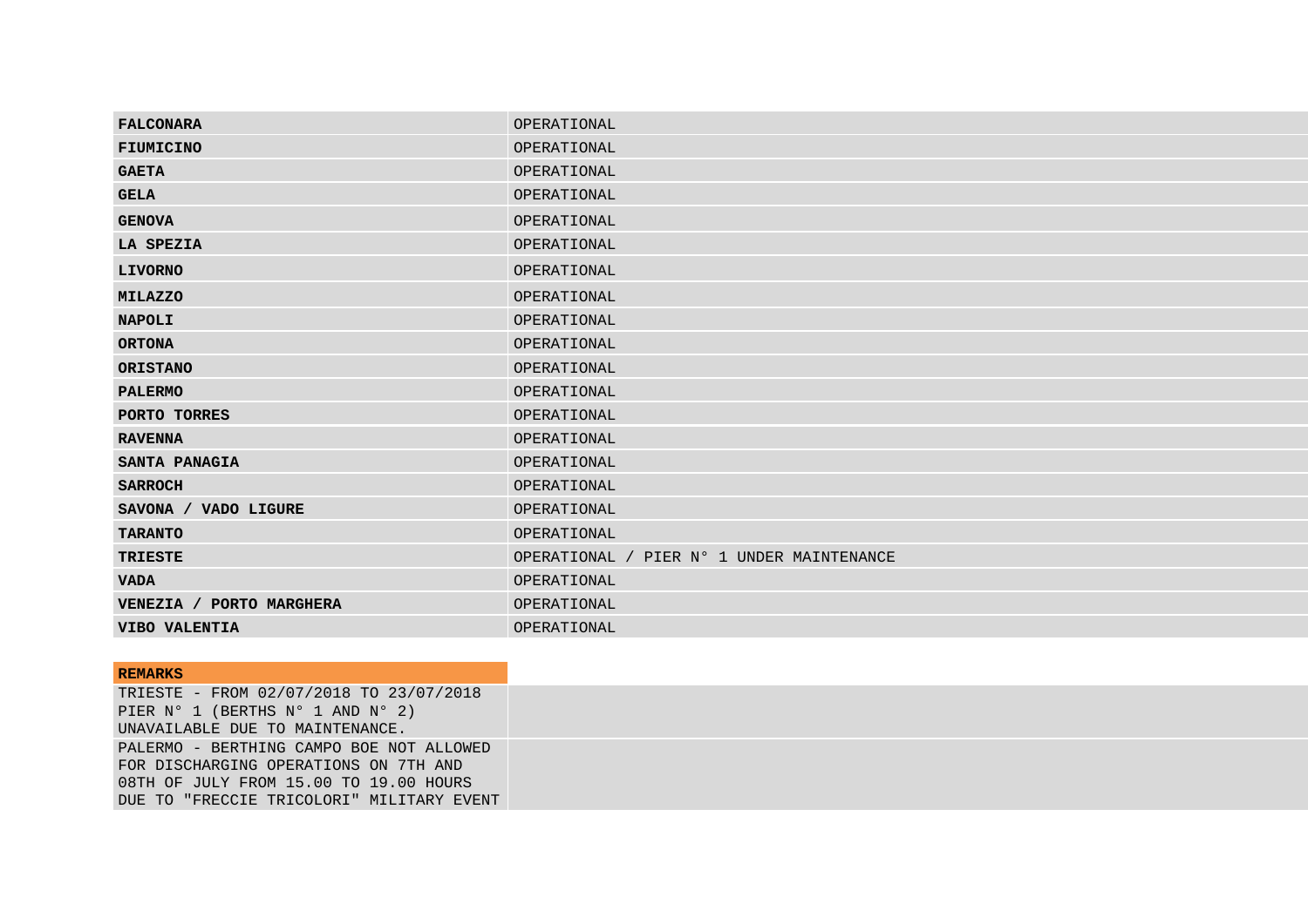| | |
|---|---|
| **FALCONARA** | OPERATIONAL |
| **FIUMICINO** | OPERATIONAL |
| **GAETA** | OPERATIONAL |
| **GELA** | OPERATIONAL |
| **GENOVA** | OPERATIONAL |
| **LA SPEZIA** | OPERATIONAL |
| **LIVORNO** | OPERATIONAL |
| **MILAZZO** | OPERATIONAL |
| **NAPOLI** | OPERATIONAL |
| **ORTONA** | OPERATIONAL |
| **ORISTANO** | OPERATIONAL |
| **PALERMO** | OPERATIONAL |
| **PORTO TORRES** | OPERATIONAL |
| **RAVENNA** | OPERATIONAL |
| **SANTA PANAGIA** | OPERATIONAL |
| **SARROCH** | OPERATIONAL |
| **SAVONA / VADO LIGURE** | OPERATIONAL |
| **TARANTO** | OPERATIONAL |
| **TRIESTE** | OPERATIONAL / PIER N° 1 UNDER MAINTENANCE |
| **VADA** | OPERATIONAL |
| **VENEZIA / PORTO MARGHERA** | OPERATIONAL |
| **VIBO VALENTIA** | OPERATIONAL |

| **REMARKS** | |
|---|---|
| TRIESTE - FROM 02/07/2018 TO 23/07/2018 PIER N° 1 (BERTHS N° 1 AND N° 2) UNAVAILABLE DUE TO MAINTENANCE. | |
| PALERMO - BERTHING CAMPO BOE NOT ALLOWED FOR DISCHARGING OPERATIONS ON 7TH AND 08TH OF JULY FROM 15.00 TO 19.00 HOURS DUE TO "FRECCIE TRICOLORI" MILITARY EVENT | |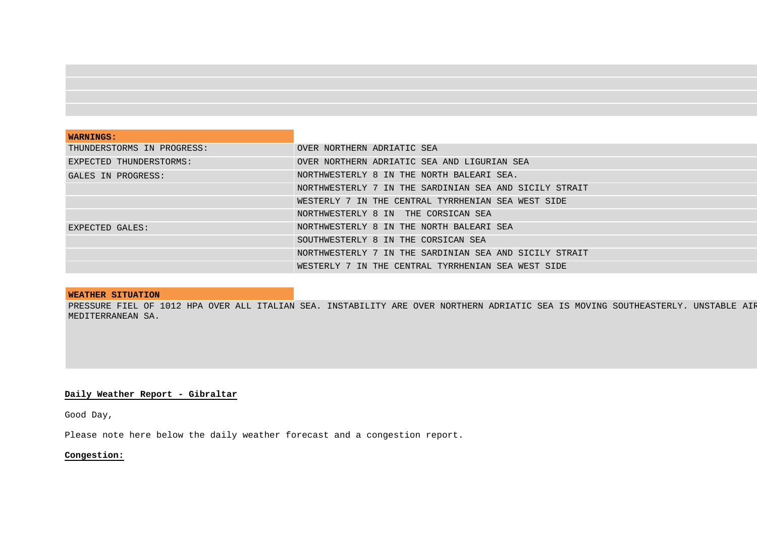| WARNINGS: | |
|---|---|
| THUNDERSTORMS IN PROGRESS: | OVER NORTHERN ADRIATIC SEA |
| EXPECTED THUNDERSTORMS: | OVER NORTHERN ADRIATIC SEA AND LIGURIAN SEA |
| GALES IN PROGRESS: | NORTHWESTERLY 8 IN THE NORTH BALEARI SEA. |
| | NORTHWESTERLY 7 IN THE SARDINIAN SEA AND SICILY STRAIT |
| | WESTERLY 7 IN THE CENTRAL TYRRHENIAN SEA WEST SIDE |
| | NORTHWESTERLY 8 IN  THE CORSICAN SEA |
| EXPECTED GALES: | NORTHWESTERLY 8 IN THE NORTH BALEARI SEA |
| | SOUTHWESTERLY 8 IN THE CORSICAN SEA |
| | NORTHWESTERLY 7 IN THE SARDINIAN SEA AND SICILY STRAIT |
| | WESTERLY 7 IN THE CENTRAL TYRRHENIAN SEA WEST SIDE |

**WEATHER SITUATION**

PRESSURE FIEL OF 1012 HPA OVER ALL ITALIAN SEA. INSTABILITY ARE OVER NORTHERN ADRIATIC SEA IS MOVING SOUTHEASTERLY. UNSTABLE AIR MEDITERRANEAN SA.

**Daily Weather Report - Gibraltar**

Good Day,

Please note here below the daily weather forecast and a congestion report.

**Congestion:**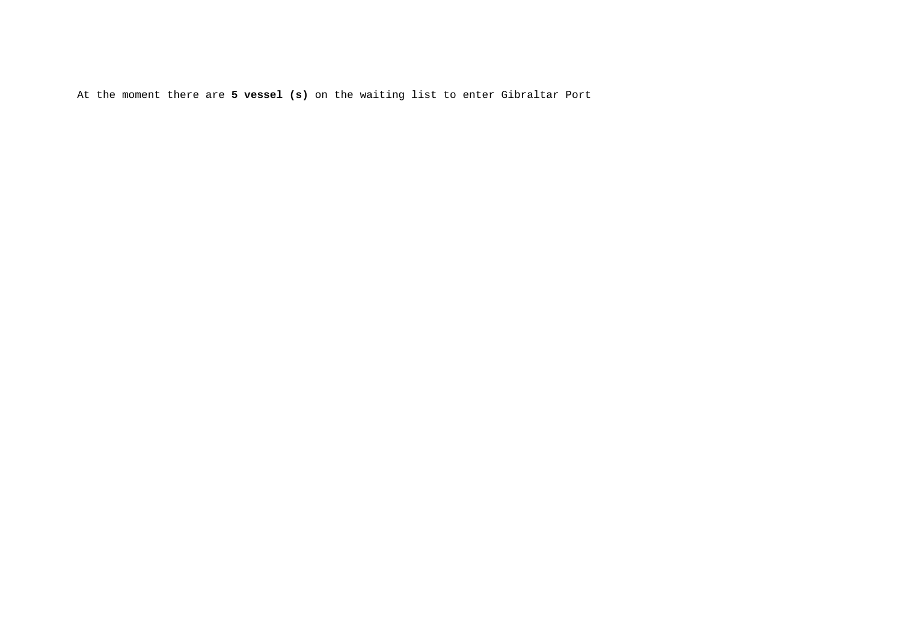At the moment there are **5 vessel (s)** on the waiting list to enter Gibraltar Port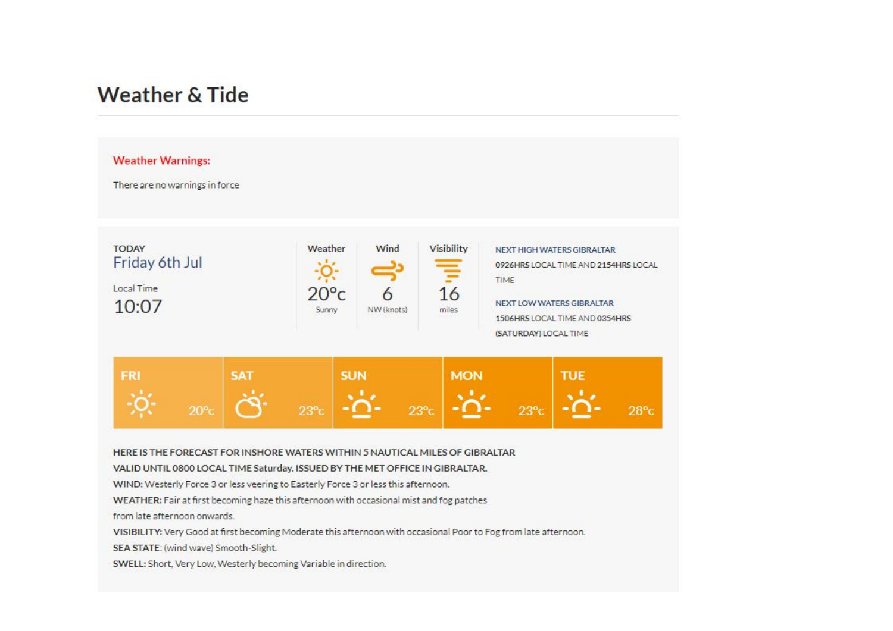# Weather & Tide

**Weather Warnings:**

There are no warnings in force

TODAY
Friday 6th Jul

Local Time
10:07

| Weather | Wind | Visibility |
|---|---|---|
| 20°c | 6 | 16 |
| Sunny | NW (knots) | miles |

**NEXT HIGH WATERS GIBRALTAR**
**0926HRS** LOCAL TIME AND **2154HRS** LOCAL TIME

**NEXT LOW WATERS GIBRALTAR**
**1506HRS** LOCAL TIME AND **0354HRS** (SATURDAY) LOCAL TIME

| FRI | SAT | SUN | MON | TUE |
|---|---|---|---|---|
| 20°c | 23°c | 23°c | 23°c | 28°c |

**HERE IS THE FORECAST FOR INSHORE WATERS WITHIN 5 NAUTICAL MILES OF GIBRALTAR**
**VALID UNTIL 0800 LOCAL TIME Saturday. ISSUED BY THE MET OFFICE IN GIBRALTAR.**
**WIND:** Westerly Force 3 or less veering to Easterly Force 3 or less this afternoon.
**WEATHER:** Fair at first becoming haze this afternoon with occasional mist and fog patches from late afternoon onwards.
**VISIBILITY:** Very Good at first becoming Moderate this afternoon with occasional Poor to Fog from late afternoon.
**SEA STATE:** (wind wave) Smooth-Slight.
**SWELL:** Short, Very Low, Westerly becoming Variable in direction.